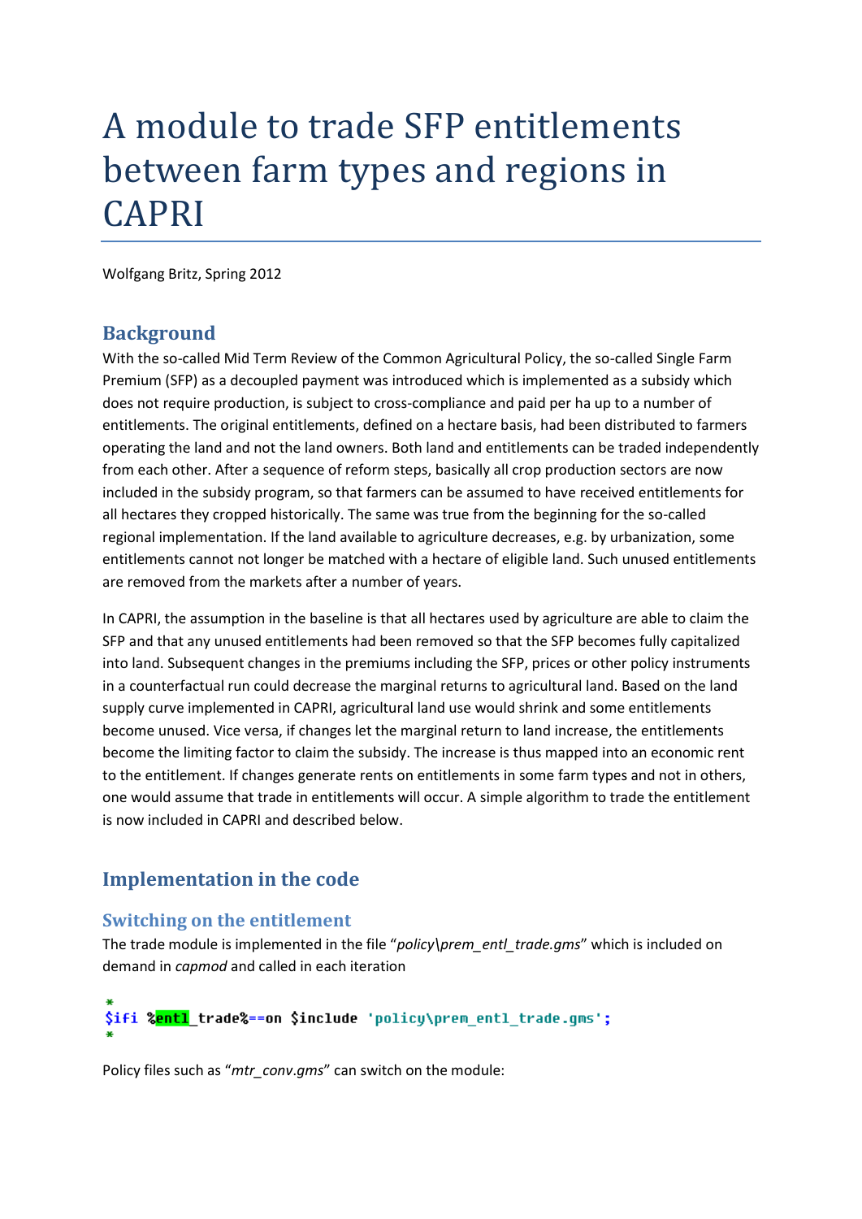# A module to trade SFP entitlements between farm types and regions in CAPRI

Wolfgang Britz, Spring 2012

## Background

With the so-called Mid Term Review of the Common Agricultural Policy, the so-called Single Farm Premium (SFP) as a decoupled payment was introduced which is implemented as a subsidy which does not require production, is subject to cross-compliance and paid per ha up to a number of entitlements. The original entitlements, defined on a hectare basis, had been distributed to farmers operating the land and not the land owners. Both land and entitlements can be traded independently from each other. After a sequence of reform steps, basically all crop production sectors are now included in the subsidy program, so that farmers can be assumed to have received entitlements for all hectares they cropped historically. The same was true from the beginning for the so-called regional implementation. If the land available to agriculture decreases, e.g. by urbanization, some entitlements cannot not longer be matched with a hectare of eligible land. Such unused entitlements are removed from the markets after a number of years.

In CAPRI, the assumption in the baseline is that all hectares used by agriculture are able to claim the SFP and that any unused entitlements had been removed so that the SFP becomes fully capitalized into land. Subsequent changes in the premiums including the SFP, prices or other policy instruments in a counterfactual run could decrease the marginal returns to agricultural land. Based on the land supply curve implemented in CAPRI, agricultural land use would shrink and some entitlements become unused. Vice versa, if changes let the marginal return to land increase, the entitlements become the limiting factor to claim the subsidy. The increase is thus mapped into an economic rent to the entitlement. If changes generate rents on entitlements in some farm types and not in others, one would assume that trade in entitlements will occur. A simple algorithm to trade the entitlement is now included in CAPRI and described below.

## Implementation in the code

### Switching on the entitlement

The trade module is implemented in the file "*policy\prem_entl_trade.gms*" which is included on demand in *capmod* and called in each iteration

```
*
$ifi %entl_trade%==on $include 'policy\prem_entl_trade.gms';
*
```

Policy files such as "*mtr_conv.gms*" can switch on the module: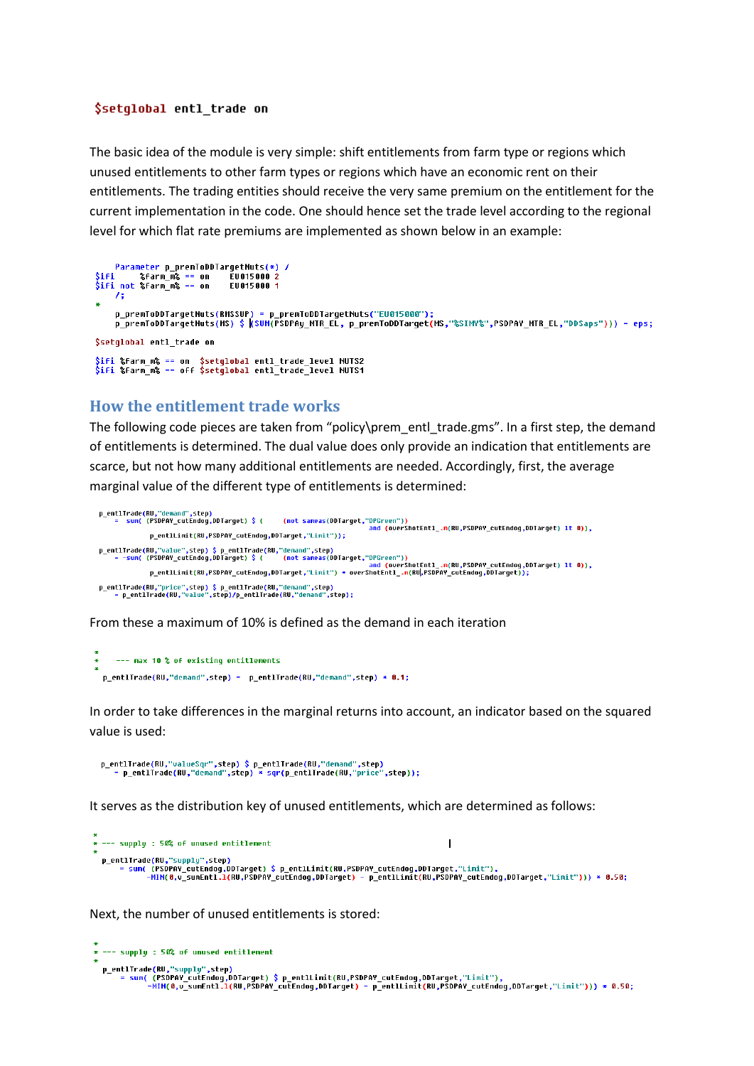```
$setglobal entl_trade on
```

The basic idea of the module is very simple: shift entitlements from farm type or regions which unused entitlements to other farm types or regions which have an economic rent on their entitlements. The trading entities should receive the very same premium on the entitlement for the current implementation in the code. One should hence set the trade level according to the regional level for which flat rate premiums are implemented as shown below in an example:

```
    Parameter p_premToDDTargetNuts(*) /
$ifi     %Farm_m% == on    EU015000 2
$ifi not %Farm_m% == on    EU015000 1
    /;
*
    p_premToDDTargetNuts(RMSSUP) = p_premToDDTargetNuts("EU015000");
    p_premToDDTargetNuts(MS) $ (SUM(PSDPAY_MTR_EL, p_premToDDTarget(MS,"%SIMY%",PSDPAY_MTR_EL,"DDSaps"))) = eps;

$setglobal entl_trade on

$ifi %Farm_m% == on  $setglobal entl_trade_level NUTS2
$ifi %Farm_m% == off $setglobal entl_trade_level NUTS1
```

## How the entitlement trade works

The following code pieces are taken from "policy\prem_entl_trade.gms". In a first step, the demand of entitlements is determined. The dual value does only provide an indication that entitlements are scarce, but not how many additional entitlements are needed. Accordingly, first, the average marginal value of the different type of entitlements is determined:

```
p_entlTrade(RU,"demand",step)
     =  sum( (PSDPAY_cutEndog,DDTarget) $ (     (not sameas(DDTarget,"DPGreen"))
                                               and (overShotEntl_.m(RU,PSDPAY_cutEndog,DDTarget) lt 0)),
          p_entlLimit(RU,PSDPAY_cutEndog,DDTarget,"Limit"));

p_entlTrade(RU,"value",step) $ p_entlTrade(RU,"demand",step)
     = -sum( (PSDPAY_cutEndog,DDTarget) $ (     (not sameas(DDTarget,"DPGreen"))
                                               and (overShotEntl_.m(RU,PSDPAY_cutEndog,DDTarget) lt 0)),
          p_entlLimit(RU,PSDPAY_cutEndog,DDTarget,"Limit") * overShotEntl_.m(RU,PSDPAY_cutEndog,DDTarget));

p_entlTrade(RU,"price",step) $ p_entlTrade(RU,"demand",step)
     = p_entlTrade(RU,"value",step)/p_entlTrade(RU,"demand",step);
```

From these a maximum of 10% is defined as the demand in each iteration

```
*
*    --- max 10 % of existing entitlements
*
  p_entlTrade(RU,"demand",step) =  p_entlTrade(RU,"demand",step) * 0.1;
```

In order to take differences in the marginal returns into account, an indicator based on the squared value is used:

```
  p_entlTrade(RU,"valueSqr",step) $ p_entlTrade(RU,"demand",step)
     = p_entlTrade(RU,"demand",step) * sqr(p_entlTrade(RU,"price",step));
```

It serves as the distribution key of unused entitlements, which are determined as follows:

```
*
* --- supply : 50% of unused entitlement
*
  p_entlTrade(RU,"supply",step)
     = sum( (PSDPAY_cutEndog,DDTarget) $ p_entlLimit(RU,PSDPAY_cutEndog,DDTarget,"Limit"),
         -MIN(0,v_sumEntl.l(RU,PSDPAY_cutEndog,DDTarget) - p_entlLimit(RU,PSDPAY_cutEndog,DDTarget,"Limit"))) * 0.50;
```

Next, the number of unused entitlements is stored:

```
*
* --- supply : 50% of unused entitlement
*
  p_entlTrade(RU,"supply",step)
     = sum( (PSDPAY_cutEndog,DDTarget) $ p_entlLimit(RU,PSDPAY_cutEndog,DDTarget,"Limit"),
         -MIN(0,v_sumEntl.l(RU,PSDPAY_cutEndog,DDTarget) - p_entlLimit(RU,PSDPAY_cutEndog,DDTarget,"Limit"))) * 0.50;
```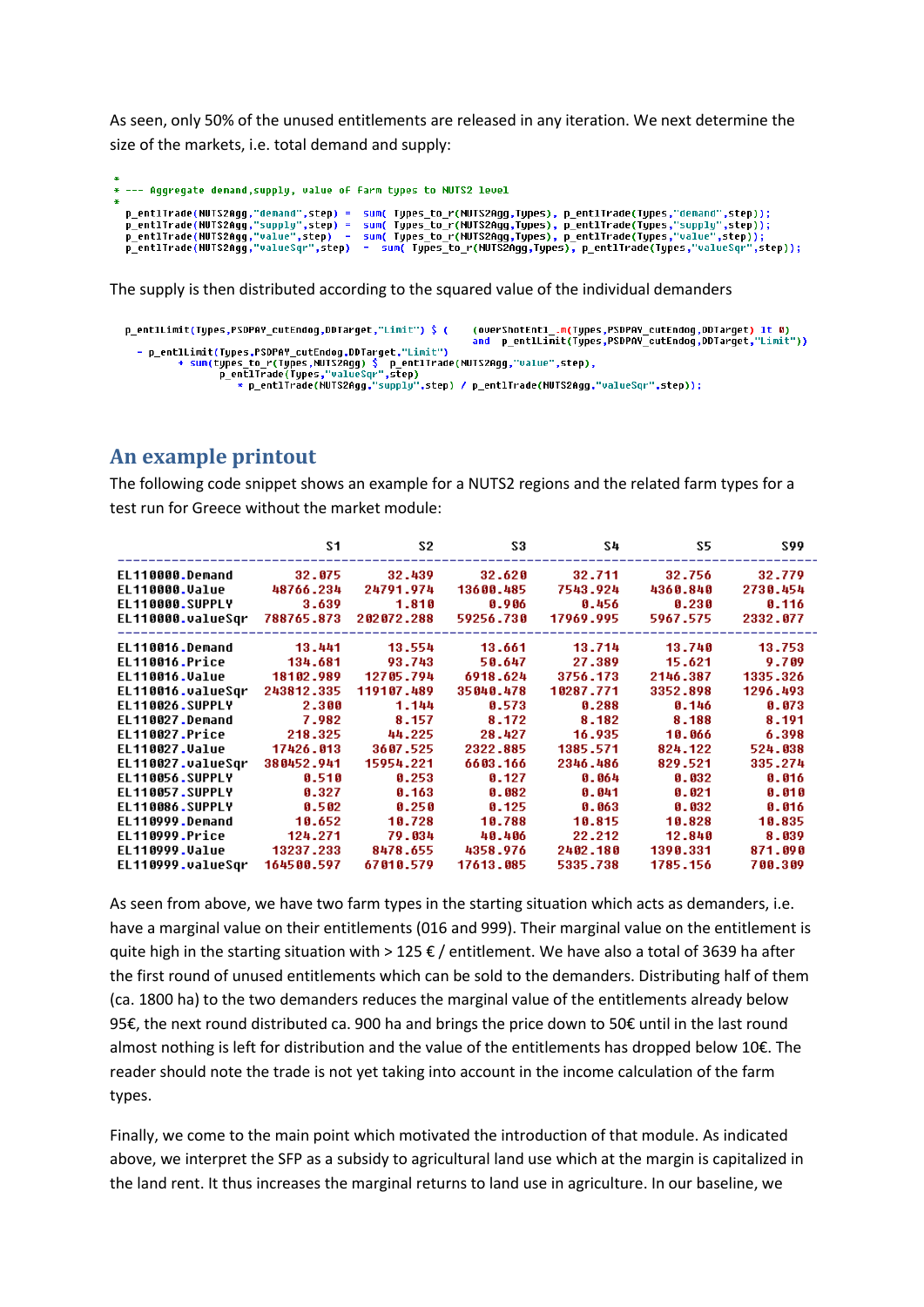As seen, only 50% of the unused entitlements are released in any iteration. We next determine the size of the markets, i.e. total demand and supply:

```
*
* --- Aggregate demand,supply, value of farm types to NUTS2 level
*
   p_entlTrade(NUTS2Agg,"demand",step) =  sum( Types_to_r(NUTS2Agg,Types), p_entlTrade(Types,"demand",step));
   p_entlTrade(NUTS2Agg,"supply",step) =  sum( Types_to_r(NUTS2Agg,Types), p_entlTrade(Types,"supply",step));
   p_entlTrade(NUTS2Agg,"value",step)  =  sum( Types_to_r(NUTS2Agg,Types), p_entlTrade(Types,"value",step));
   p_entlTrade(NUTS2Agg,"valueSqr",step)  =  sum( Types_to_r(NUTS2Agg,Types), p_entlTrade(Types,"valueSqr",step));
```

The supply is then distributed according to the squared value of the individual demanders

```
   p_entlLimit(Types,PSDPAY_cutEndog,DDTarget,"Limit") $ (     (overShotEntl_.m(Types,PSDPAY_cutEndog,DDTarget) lt 0)
                                                            and  p_entlLimit(Types,PSDPAY_cutEndog,DDTarget,"Limit"))
     = p_entlLimit(Types,PSDPAY_cutEndog,DDTarget,"Limit")
           + sum(types_to_r(Types,NUTS2Agg) $  p_entlTrade(NUTS2Agg,"value",step),
                   p_entlTrade(Types,"valueSqr",step)
                      * p_entlTrade(NUTS2Agg,"supply",step) / p_entlTrade(NUTS2Agg,"valueSqr",step));
```

## An example printout

The following code snippet shows an example for a NUTS2 regions and the related farm types for a test run for Greece without the market module:

| | S1 | S2 | S3 | S4 | S5 | S99 |
|---|---|---|---|---|---|---|
| EL110000.Demand | 32.075 | 32.439 | 32.620 | 32.711 | 32.756 | 32.779 |
| EL110000.Value | 48766.234 | 24791.974 | 13600.485 | 7543.924 | 4360.840 | 2730.454 |
| EL110000.SUPPLY | 3.639 | 1.810 | 0.906 | 0.456 | 0.230 | 0.116 |
| EL110000.valueSqr | 788765.873 | 202072.288 | 59256.730 | 17969.995 | 5967.575 | 2332.077 |
| EL110016.Demand | 13.441 | 13.554 | 13.661 | 13.714 | 13.740 | 13.753 |
| EL110016.Price | 134.681 | 93.743 | 50.647 | 27.389 | 15.621 | 9.709 |
| EL110016.Value | 18102.989 | 12705.794 | 6918.624 | 3756.173 | 2146.387 | 1335.326 |
| EL110016.valueSqr | 243812.335 | 119107.489 | 35040.478 | 10287.771 | 3352.898 | 1296.493 |
| EL110026.SUPPLY | 2.300 | 1.144 | 0.573 | 0.288 | 0.146 | 0.073 |
| EL110027.Demand | 7.982 | 8.157 | 8.172 | 8.182 | 8.188 | 8.191 |
| EL110027.Price | 218.325 | 44.225 | 28.427 | 16.935 | 10.066 | 6.398 |
| EL110027.Value | 17426.013 | 3607.525 | 2322.885 | 1385.571 | 824.122 | 524.038 |
| EL110027.valueSqr | 380452.941 | 15954.221 | 6603.166 | 2346.486 | 829.521 | 335.274 |
| EL110056.SUPPLY | 0.510 | 0.253 | 0.127 | 0.064 | 0.032 | 0.016 |
| EL110057.SUPPLY | 0.327 | 0.163 | 0.082 | 0.041 | 0.021 | 0.010 |
| EL110086.SUPPLY | 0.502 | 0.250 | 0.125 | 0.063 | 0.032 | 0.016 |
| EL110999.Demand | 10.652 | 10.728 | 10.788 | 10.815 | 10.828 | 10.835 |
| EL110999.Price | 124.271 | 79.034 | 40.406 | 22.212 | 12.840 | 8.039 |
| EL110999.Value | 13237.233 | 8478.655 | 4358.976 | 2402.180 | 1390.331 | 871.090 |
| EL110999.valueSqr | 164500.597 | 67010.579 | 17613.085 | 5335.738 | 1785.156 | 700.309 |

As seen from above, we have two farm types in the starting situation which acts as demanders, i.e. have a marginal value on their entitlements (016 and 999). Their marginal value on the entitlement is quite high in the starting situation with > 125 € / entitlement. We have also a total of 3639 ha after the first round of unused entitlements which can be sold to the demanders. Distributing half of them (ca. 1800 ha) to the two demanders reduces the marginal value of the entitlements already below 95€, the next round distributed ca. 900 ha and brings the price down to 50€ until in the last round almost nothing is left for distribution and the value of the entitlements has dropped below 10€. The reader should note the trade is not yet taking into account in the income calculation of the farm types.

Finally, we come to the main point which motivated the introduction of that module. As indicated above, we interpret the SFP as a subsidy to agricultural land use which at the margin is capitalized in the land rent. It thus increases the marginal returns to land use in agriculture. In our baseline, we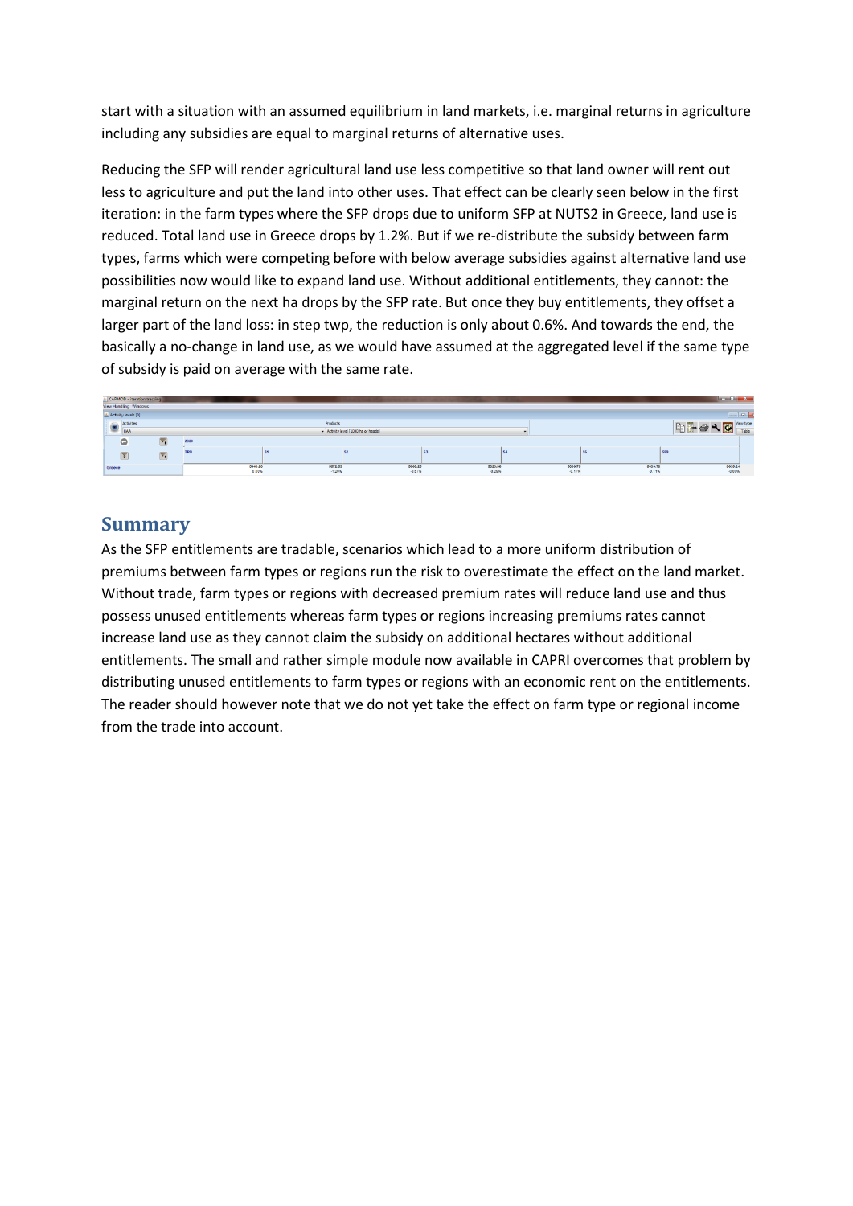start with a situation with an assumed equilibrium in land markets, i.e. marginal returns in agriculture including any subsidies are equal to marginal returns of alternative uses.

Reducing the SFP will render agricultural land use less competitive so that land owner will rent out less to agriculture and put the land into other uses. That effect can be clearly seen below in the first iteration: in the farm types where the SFP drops due to uniform SFP at NUTS2 in Greece, land use is reduced. Total land use in Greece drops by 1.2%. But if we re-distribute the subsidy between farm types, farms which were competing before with below average subsidies against alternative land use possibilities now would like to expand land use. Without additional entitlements, they cannot: the marginal return on the next ha drops by the SFP rate. But once they buy entitlements, they offset a larger part of the land loss: in step twp, the reduction is only about 0.6%. And towards the end, the basically a no-change in land use, as we would have assumed at the aggregated level if the same type of subsidy is paid on average with the same rate.

Activities: UAA
Products: Activity level [1000 ha or heads]

| 2020 | TRD | S1 | S2 | S3 | S4 | S5 | S99 |
|---|---|---|---|---|---|---|---|
| Greece | 5646.26<br>0.00% | 5572.53<br>-1.26% | 5608.26<br>-0.57% | 5623.06<br>-0.28% | 5639.75<br>-0.17% | 5635.76<br>-0.11% | 5635.24<br>-0.09% |

## Summary

As the SFP entitlements are tradable, scenarios which lead to a more uniform distribution of premiums between farm types or regions run the risk to overestimate the effect on the land market. Without trade, farm types or regions with decreased premium rates will reduce land use and thus possess unused entitlements whereas farm types or regions increasing premiums rates cannot increase land use as they cannot claim the subsidy on additional hectares without additional entitlements. The small and rather simple module now available in CAPRI overcomes that problem by distributing unused entitlements to farm types or regions with an economic rent on the entitlements. The reader should however note that we do not yet take the effect on farm type or regional income from the trade into account.